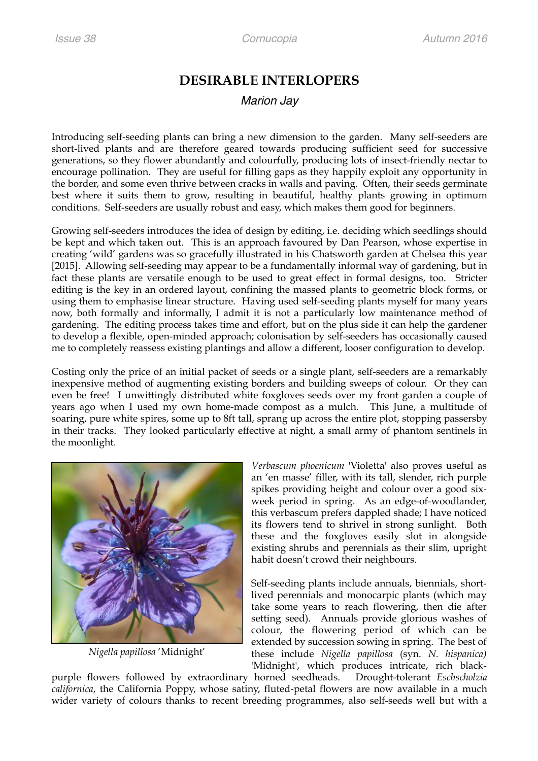# DESIRABLE INTERLOPERS

*Marion Jay*

Introducing self-seeding plants can bring a new dimension to the garden. Many self-seeders are short-lived plants and are therefore geared towards producing sufficient seed for successive generations, so they flower abundantly and colourfully, producing lots of insect-friendly nectar to encourage pollination. They are useful for filling gaps as they happily exploit any opportunity in the border, and some even thrive between cracks in walls and paving. Often, their seeds germinate best where it suits them to grow, resulting in beautiful, healthy plants growing in optimum conditions. Self-seeders are usually robust and easy, which makes them good for beginners.

Growing self-seeders introduces the idea of design by editing, i.e. deciding which seedlings should be kept and which taken out. This is an approach favoured by Dan Pearson, whose expertise in creating 'wild' gardens was so gracefully illustrated in his Chatsworth garden at Chelsea this year [2015]. Allowing self-seeding may appear to be a fundamentally informal way of gardening, but in fact these plants are versatile enough to be used to great effect in formal designs, too. Stricter editing is the key in an ordered layout, confining the massed plants to geometric block forms, or using them to emphasise linear structure. Having used self-seeding plants myself for many years now, both formally and informally, I admit it is not a particularly low maintenance method of gardening. The editing process takes time and effort, but on the plus side it can help the gardener to develop a flexible, open-minded approach; colonisation by self-seeders has occasionally caused me to completely reassess existing plantings and allow a different, looser configuration to develop.

Costing only the price of an initial packet of seeds or a single plant, self-seeders are a remarkably inexpensive method of augmenting existing borders and building sweeps of colour. Or they can even be free! I unwittingly distributed white foxgloves seeds over my front garden a couple of years ago when I used my own home-made compost as a mulch. This June, a multitude of soaring, pure white spires, some up to 8ft tall, sprang up across the entire plot, stopping passersby in their tracks. They looked particularly effective at night, a small army of phantom sentinels in the moonlight.

*Nigella papillosa* 'Midnight'

*Verbascum phoenicum* 'Violetta' also proves useful as an 'en masse' filler, with its tall, slender, rich purple spikes providing height and colour over a good six-week period in spring. As an edge-of-woodlander, this verbascum prefers dappled shade; I have noticed its flowers tend to shrivel in strong sunlight. Both these and the foxgloves easily slot in alongside existing shrubs and perennials as their slim, upright habit doesn't crowd their neighbours.

Self-seeding plants include annuals, biennials, short-lived perennials and monocarpic plants (which may take some years to reach flowering, then die after setting seed). Annuals provide glorious washes of colour, the flowering period of which can be extended by succession sowing in spring. The best of these include *Nigella papillosa* (syn. *N. hispanica)* 'Midnight', which produces intricate, rich black-purple flowers followed by extraordinary horned seedheads. Drought-tolerant *Eschscholzia californica*, the California Poppy, whose satiny, fluted-petal flowers are now available in a much wider variety of colours thanks to recent breeding programmes, also self-seeds well but with a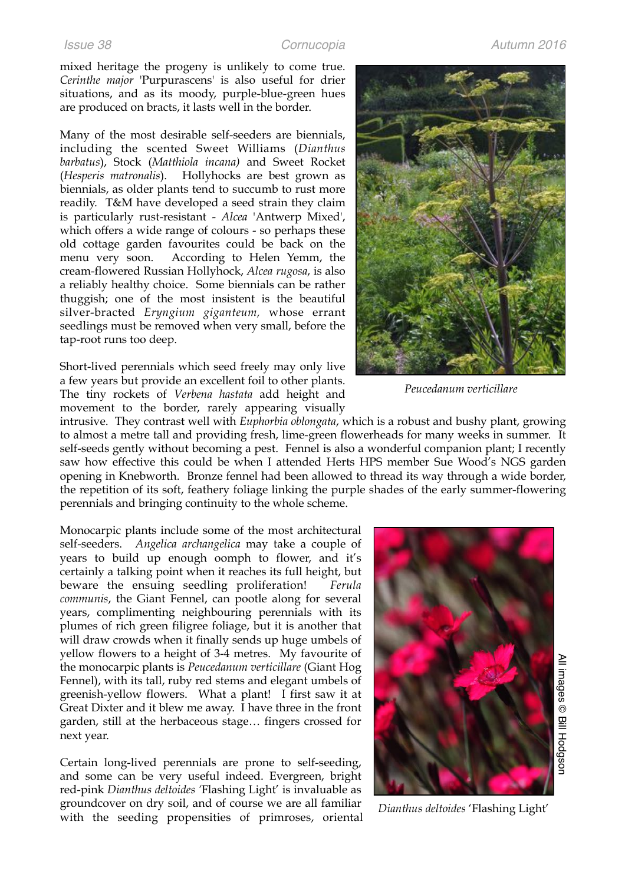mixed heritage the progeny is unlikely to come true. *Cerinthe major* 'Purpurascens' is also useful for drier situations, and as its moody, purple-blue-green hues are produced on bracts, it lasts well in the border.

Many of the most desirable self-seeders are biennials, including the scented Sweet Williams (*Dianthus barbatus*), Stock (*Matthiola incana)* and Sweet Rocket (*Hesperis matronalis*). Hollyhocks are best grown as biennials, as older plants tend to succumb to rust more readily. T&M have developed a seed strain they claim is particularly rust-resistant - *Alcea* 'Antwerp Mixed', which offers a wide range of colours - so perhaps these old cottage garden favourites could be back on the menu very soon. According to Helen Yemm, the cream-flowered Russian Hollyhock, *Alcea rugosa*, is also a reliably healthy choice. Some biennials can be rather thuggish; one of the most insistent is the beautiful silver-bracted *Eryngium giganteum*, whose errant seedlings must be removed when very small, before the tap-root runs too deep.

*Peucedanum verticillare*

Short-lived perennials which seed freely may only live a few years but provide an excellent foil to other plants. The tiny rockets of *Verbena hastata* add height and movement to the border, rarely appearing visually intrusive. They contrast well with *Euphorbia oblongata*, which is a robust and bushy plant, growing to almost a metre tall and providing fresh, lime-green flowerheads for many weeks in summer. It self-seeds gently without becoming a pest. Fennel is also a wonderful companion plant; I recently saw how effective this could be when I attended Herts HPS member Sue Wood's NGS garden opening in Knebworth. Bronze fennel had been allowed to thread its way through a wide border, the repetition of its soft, feathery foliage linking the purple shades of the early summer-flowering perennials and bringing continuity to the whole scheme.

Monocarpic plants include some of the most architectural self-seeders. *Angelica archangelica* may take a couple of years to build up enough oomph to flower, and it's certainly a talking point when it reaches its full height, but beware the ensuing seedling proliferation! *Ferula communis*, the Giant Fennel, can pootle along for several years, complimenting neighbouring perennials with its plumes of rich green filigree foliage, but it is another that will draw crowds when it finally sends up huge umbels of yellow flowers to a height of 3-4 metres. My favourite of the monocarpic plants is *Peucedanum verticillare* (Giant Hog Fennel), with its tall, ruby red stems and elegant umbels of greenish-yellow flowers. What a plant! I first saw it at Great Dixter and it blew me away. I have three in the front garden, still at the herbaceous stage… fingers crossed for next year.

Certain long-lived perennials are prone to self-seeding, and some can be very useful indeed. Evergreen, bright red-pink *Dianthus deltoides* 'Flashing Light' is invaluable as groundcover on dry soil, and of course we are all familiar with the seeding propensities of primroses, oriental

*Dianthus deltoides* 'Flashing Light'

All images © Bill Hodgson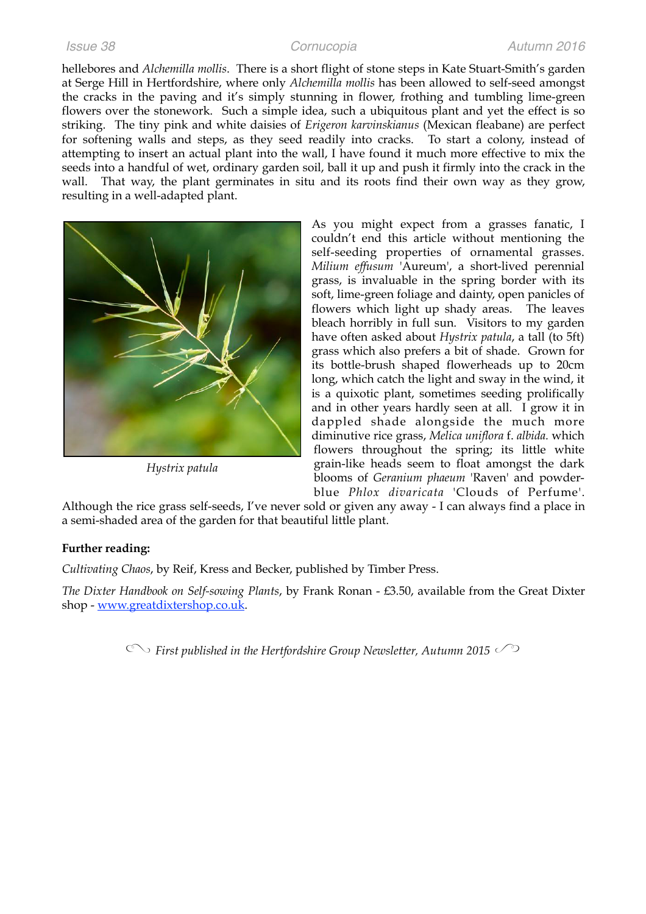hellebores and *Alchemilla mollis*. There is a short flight of stone steps in Kate Stuart-Smith's garden at Serge Hill in Hertfordshire, where only *Alchemilla mollis* has been allowed to self-seed amongst the cracks in the paving and it's simply stunning in flower, frothing and tumbling lime-green flowers over the stonework. Such a simple idea, such a ubiquitous plant and yet the effect is so striking. The tiny pink and white daisies of *Erigeron karvinskianus* (Mexican fleabane) are perfect for softening walls and steps, as they seed readily into cracks. To start a colony, instead of attempting to insert an actual plant into the wall, I have found it much more effective to mix the seeds into a handful of wet, ordinary garden soil, ball it up and push it firmly into the crack in the wall. That way, the plant germinates in situ and its roots find their own way as they grow, resulting in a well-adapted plant.

*Hystrix patula*

As you might expect from a grasses fanatic, I couldn't end this article without mentioning the self-seeding properties of ornamental grasses. *Milium effusum* 'Aureum', a short-lived perennial grass, is invaluable in the spring border with its soft, lime-green foliage and dainty, open panicles of flowers which light up shady areas. The leaves bleach horribly in full sun. Visitors to my garden have often asked about *Hystrix patula*, a tall (to 5ft) grass which also prefers a bit of shade. Grown for its bottle-brush shaped flowerheads up to 20cm long, which catch the light and sway in the wind, it is a quixotic plant, sometimes seeding prolifically and in other years hardly seen at all. I grow it in dappled shade alongside the much more diminutive rice grass, *Melica uniflora* f. *albida.* which flowers throughout the spring; its little white grain-like heads seem to float amongst the dark blooms of *Geranium phaeum* 'Raven' and powder-blue *Phlox divaricata* 'Clouds of Perfume'. Although the rice grass self-seeds, I've never sold or given any away - I can always find a place in a semi-shaded area of the garden for that beautiful little plant.

**Further reading:**

*Cultivating Chaos*, by Reif, Kress and Becker, published by Timber Press.

*The Dixter Handbook on Self-sowing Plants*, by Frank Ronan - £3.50, available from the Great Dixter shop - [www.greatdixtershop.co.uk](http://www.greatdixtershop.co.uk).

*First published in the Hertfordshire Group Newsletter, Autumn 2015*